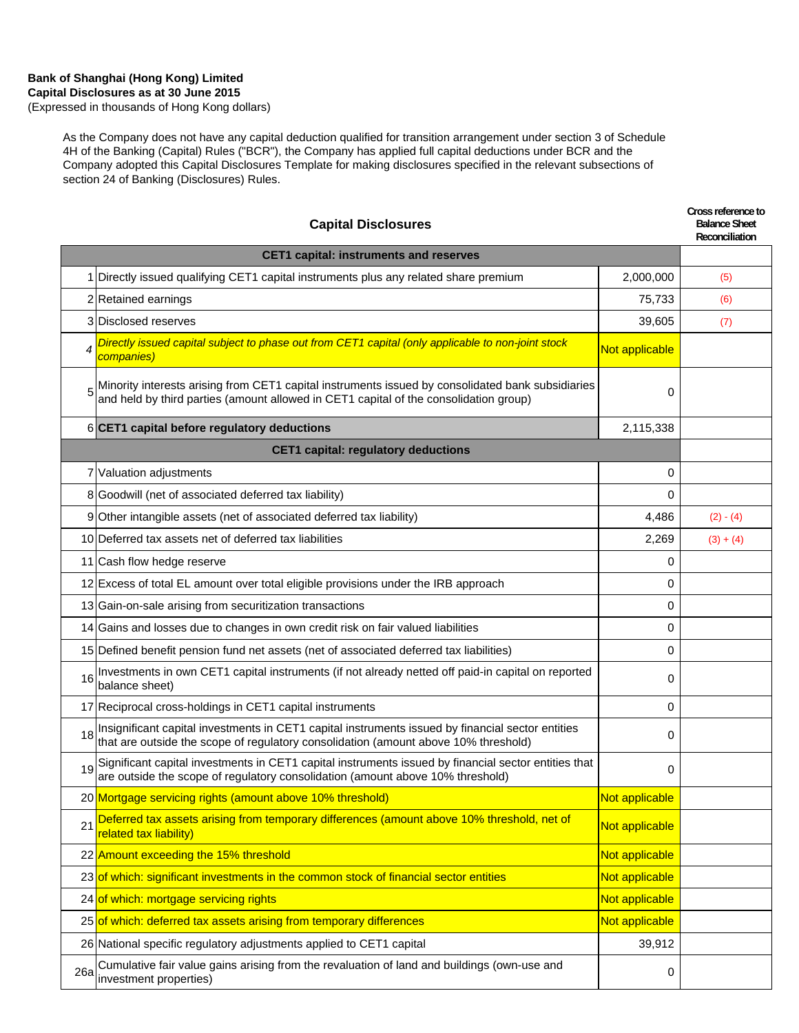**Bank of Shanghai (Hong Kong) Limited**
**Capital Disclosures as at 30 June 2015**
(Expressed in thousands of Hong Kong dollars)

As the Company does not have any capital deduction qualified for transition arrangement under section 3 of Schedule 4H of the Banking (Capital) Rules ("BCR"), the Company has applied full capital deductions under BCR and the Company adopted this Capital Disclosures Template for making disclosures specified in the relevant subsections of section 24 of Banking (Disclosures) Rules.

## Capital Disclosures

| | Capital Disclosures | | Cross reference to Balance Sheet Reconciliation |
|---|---|---|---|
| | **CET1 capital: instruments and reserves** | | |
| 1 | Directly issued qualifying CET1 capital instruments plus any related share premium | 2,000,000 | (5) |
| 2 | Retained earnings | 75,733 | (6) |
| 3 | Disclosed reserves | 39,605 | (7) |
| *4* | *Directly issued capital subject to phase out from CET1 capital (only applicable to non-joint stock companies)* | Not applicable | |
| 5 | Minority interests arising from CET1 capital instruments issued by consolidated bank subsidiaries and held by third parties (amount allowed in CET1 capital of the consolidation group) | 0 | |
| 6 | **CET1 capital before regulatory deductions** | 2,115,338 | |
| | **CET1 capital: regulatory deductions** | | |
| 7 | Valuation adjustments | 0 | |
| 8 | Goodwill (net of associated deferred tax liability) | 0 | |
| 9 | Other intangible assets (net of associated deferred tax liability) | 4,486 | (2) - (4) |
| 10 | Deferred tax assets net of deferred tax liabilities | 2,269 | (3) + (4) |
| 11 | Cash flow hedge reserve | 0 | |
| 12 | Excess of total EL amount over total eligible provisions under the IRB approach | 0 | |
| 13 | Gain-on-sale arising from securitization transactions | 0 | |
| 14 | Gains and losses due to changes in own credit risk on fair valued liabilities | 0 | |
| 15 | Defined benefit pension fund net assets (net of associated deferred tax liabilities) | 0 | |
| 16 | Investments in own CET1 capital instruments (if not already netted off paid-in capital on reported balance sheet) | 0 | |
| 17 | Reciprocal cross-holdings in CET1 capital instruments | 0 | |
| 18 | Insignificant capital investments in CET1 capital instruments issued by financial sector entities that are outside the scope of regulatory consolidation (amount above 10% threshold) | 0 | |
| 19 | Significant capital investments in CET1 capital instruments issued by financial sector entities that are outside the scope of regulatory consolidation (amount above 10% threshold) | 0 | |
| 20 | Mortgage servicing rights (amount above 10% threshold) | Not applicable | |
| 21 | Deferred tax assets arising from temporary differences (amount above 10% threshold, net of related tax liability) | Not applicable | |
| 22 | Amount exceeding the 15% threshold | Not applicable | |
| 23 | of which: significant investments in the common stock of financial sector entities | Not applicable | |
| 24 | of which: mortgage servicing rights | Not applicable | |
| 25 | of which: deferred tax assets arising from temporary differences | Not applicable | |
| 26 | National specific regulatory adjustments applied to CET1 capital | 39,912 | |
| 26a | Cumulative fair value gains arising from the revaluation of land and buildings (own-use and investment properties) | 0 | |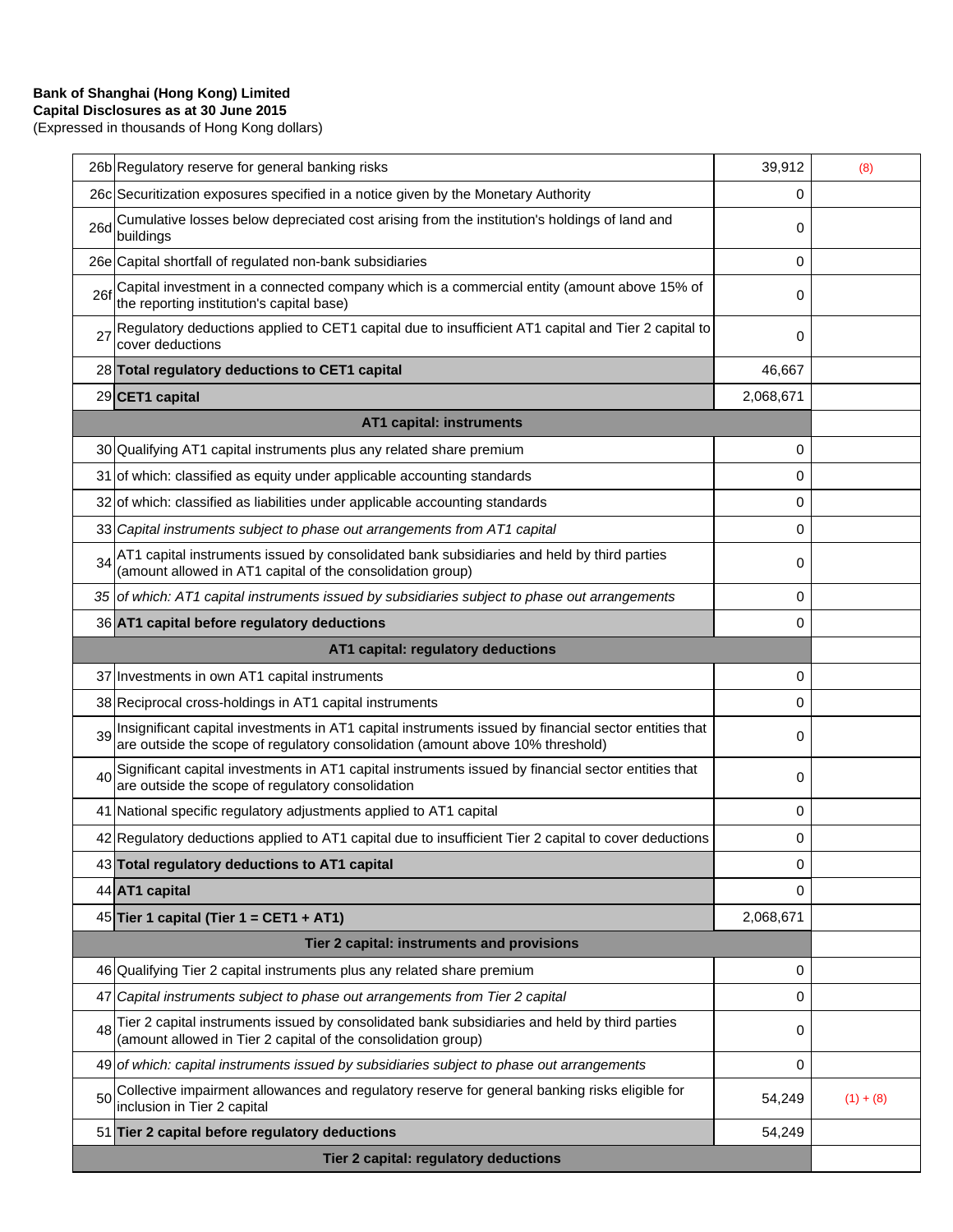**Bank of Shanghai (Hong Kong) Limited**
**Capital Disclosures as at 30 June 2015**
(Expressed in thousands of Hong Kong dollars)

| | | | |
|---|---|---|---|
| 26b | Regulatory reserve for general banking risks | 39,912 | (8) |
| 26c | Securitization exposures specified in a notice given by the Monetary Authority | 0 | |
| 26d | Cumulative losses below depreciated cost arising from the institution's holdings of land and buildings | 0 | |
| 26e | Capital shortfall of regulated non-bank subsidiaries | 0 | |
| 26f | Capital investment in a connected company which is a commercial entity (amount above 15% of the reporting institution's capital base) | 0 | |
| 27 | Regulatory deductions applied to CET1 capital due to insufficient AT1 capital and Tier 2 capital to cover deductions | 0 | |
| 28 | **Total regulatory deductions to CET1 capital** | 46,667 | |
| 29 | **CET1 capital** | 2,068,671 | |
| | **AT1 capital: instruments** | | |
| 30 | Qualifying AT1 capital instruments plus any related share premium | 0 | |
| 31 | of which: classified as equity under applicable accounting standards | 0 | |
| 32 | of which: classified as liabilities under applicable accounting standards | 0 | |
| 33 | *Capital instruments subject to phase out arrangements from AT1 capital* | 0 | |
| 34 | AT1 capital instruments issued by consolidated bank subsidiaries and held by third parties (amount allowed in AT1 capital of the consolidation group) | 0 | |
| *35* | *of which: AT1 capital instruments issued by subsidiaries subject to phase out arrangements* | 0 | |
| 36 | **AT1 capital before regulatory deductions** | 0 | |
| | **AT1 capital: regulatory deductions** | | |
| 37 | Investments in own AT1 capital instruments | 0 | |
| 38 | Reciprocal cross-holdings in AT1 capital instruments | 0 | |
| 39 | Insignificant capital investments in AT1 capital instruments issued by financial sector entities that are outside the scope of regulatory consolidation (amount above 10% threshold) | 0 | |
| 40 | Significant capital investments in AT1 capital instruments issued by financial sector entities that are outside the scope of regulatory consolidation | 0 | |
| 41 | National specific regulatory adjustments applied to AT1 capital | 0 | |
| 42 | Regulatory deductions applied to AT1 capital due to insufficient Tier 2 capital to cover deductions | 0 | |
| 43 | **Total regulatory deductions to AT1 capital** | 0 | |
| 44 | **AT1 capital** | 0 | |
| 45 | **Tier 1 capital (Tier 1 = CET1 + AT1)** | 2,068,671 | |
| | **Tier 2 capital: instruments and provisions** | | |
| 46 | Qualifying Tier 2 capital instruments plus any related share premium | 0 | |
| 47 | *Capital instruments subject to phase out arrangements from Tier 2 capital* | 0 | |
| 48 | Tier 2 capital instruments issued by consolidated bank subsidiaries and held by third parties (amount allowed in Tier 2 capital of the consolidation group) | 0 | |
| 49 | *of which: capital instruments issued by subsidiaries subject to phase out arrangements* | 0 | |
| 50 | Collective impairment allowances and regulatory reserve for general banking risks eligible for inclusion in Tier 2 capital | 54,249 | (1) + (8) |
| 51 | **Tier 2 capital before regulatory deductions** | 54,249 | |
| | **Tier 2 capital: regulatory deductions** | | |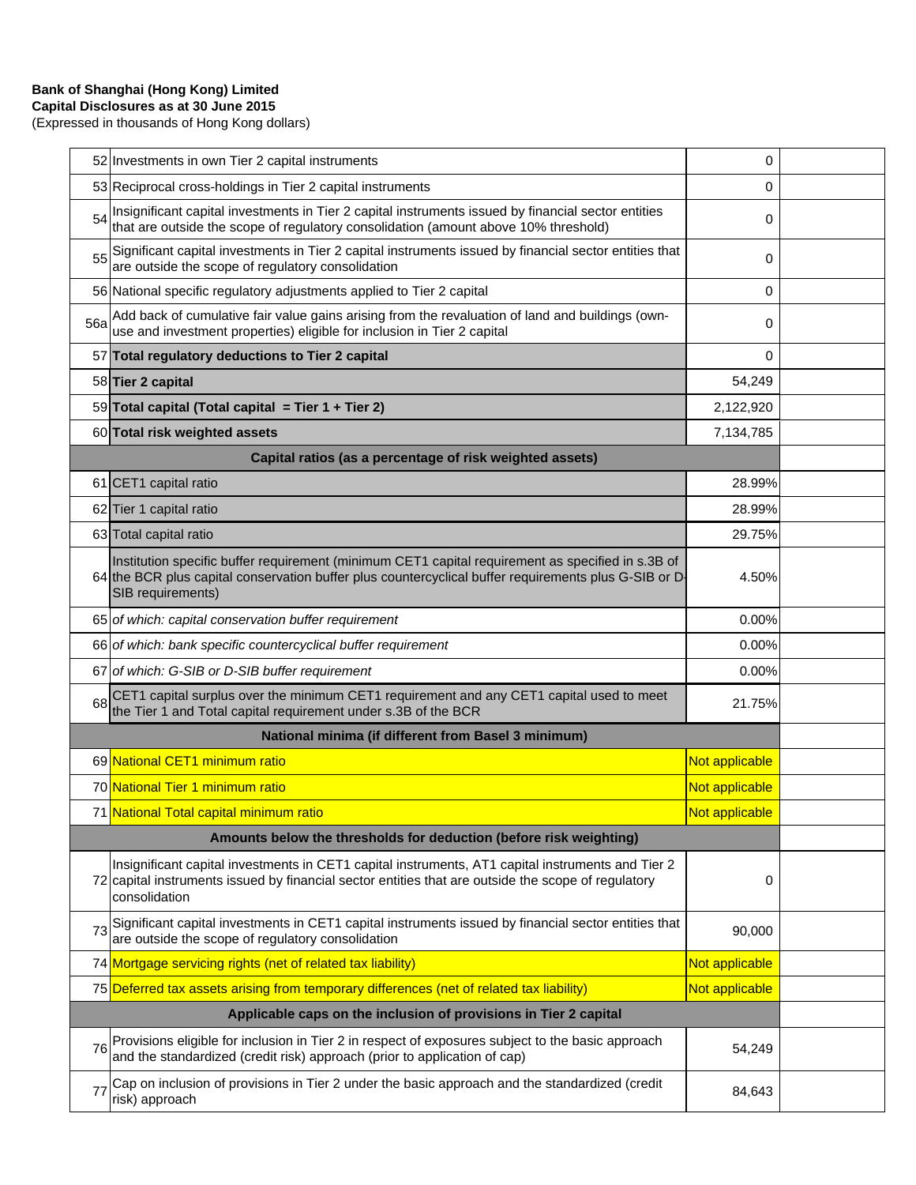**Bank of Shanghai (Hong Kong) Limited**
**Capital Disclosures as at 30 June 2015**
(Expressed in thousands of Hong Kong dollars)

| | | | |
|---|---|---|---|
| 52 | Investments in own Tier 2 capital instruments | 0 | |
| 53 | Reciprocal cross-holdings in Tier 2 capital instruments | 0 | |
| 54 | Insignificant capital investments in Tier 2 capital instruments issued by financial sector entities that are outside the scope of regulatory consolidation (amount above 10% threshold) | 0 | |
| 55 | Significant capital investments in Tier 2 capital instruments issued by financial sector entities that are outside the scope of regulatory consolidation | 0 | |
| 56 | National specific regulatory adjustments applied to Tier 2 capital | 0 | |
| 56a | Add back of cumulative fair value gains arising from the revaluation of land and buildings (own-use and investment properties) eligible for inclusion in Tier 2 capital | 0 | |
| 57 | **Total regulatory deductions to Tier 2 capital** | 0 | |
| 58 | **Tier 2 capital** | 54,249 | |
| 59 | **Total capital (Total capital = Tier 1 + Tier 2)** | 2,122,920 | |
| 60 | **Total risk weighted assets** | 7,134,785 | |
| | **Capital ratios (as a percentage of risk weighted assets)** | | |
| 61 | CET1 capital ratio | 28.99% | |
| 62 | Tier 1 capital ratio | 28.99% | |
| 63 | Total capital ratio | 29.75% | |
| 64 | Institution specific buffer requirement (minimum CET1 capital requirement as specified in s.3B of the BCR plus capital conservation buffer plus countercyclical buffer requirements plus G-SIB or D-SIB requirements) | 4.50% | |
| 65 | *of which: capital conservation buffer requirement* | 0.00% | |
| 66 | *of which: bank specific countercyclical buffer requirement* | 0.00% | |
| 67 | *of which: G-SIB or D-SIB buffer requirement* | 0.00% | |
| 68 | CET1 capital surplus over the minimum CET1 requirement and any CET1 capital used to meet the Tier 1 and Total capital requirement under s.3B of the BCR | 21.75% | |
| | **National minima (if different from Basel 3 minimum)** | | |
| 69 | National CET1 minimum ratio | Not applicable | |
| 70 | National Tier 1 minimum ratio | Not applicable | |
| 71 | National Total capital minimum ratio | Not applicable | |
| | **Amounts below the thresholds for deduction (before risk weighting)** | | |
| 72 | Insignificant capital investments in CET1 capital instruments, AT1 capital instruments and Tier 2 capital instruments issued by financial sector entities that are outside the scope of regulatory consolidation | 0 | |
| 73 | Significant capital investments in CET1 capital instruments issued by financial sector entities that are outside the scope of regulatory consolidation | 90,000 | |
| 74 | Mortgage servicing rights (net of related tax liability) | Not applicable | |
| 75 | Deferred tax assets arising from temporary differences (net of related tax liability) | Not applicable | |
| | **Applicable caps on the inclusion of provisions in Tier 2 capital** | | |
| 76 | Provisions eligible for inclusion in Tier 2 in respect of exposures subject to the basic approach and the standardized (credit risk) approach (prior to application of cap) | 54,249 | |
| 77 | Cap on inclusion of provisions in Tier 2 under the basic approach and the standardized (credit risk) approach | 84,643 | |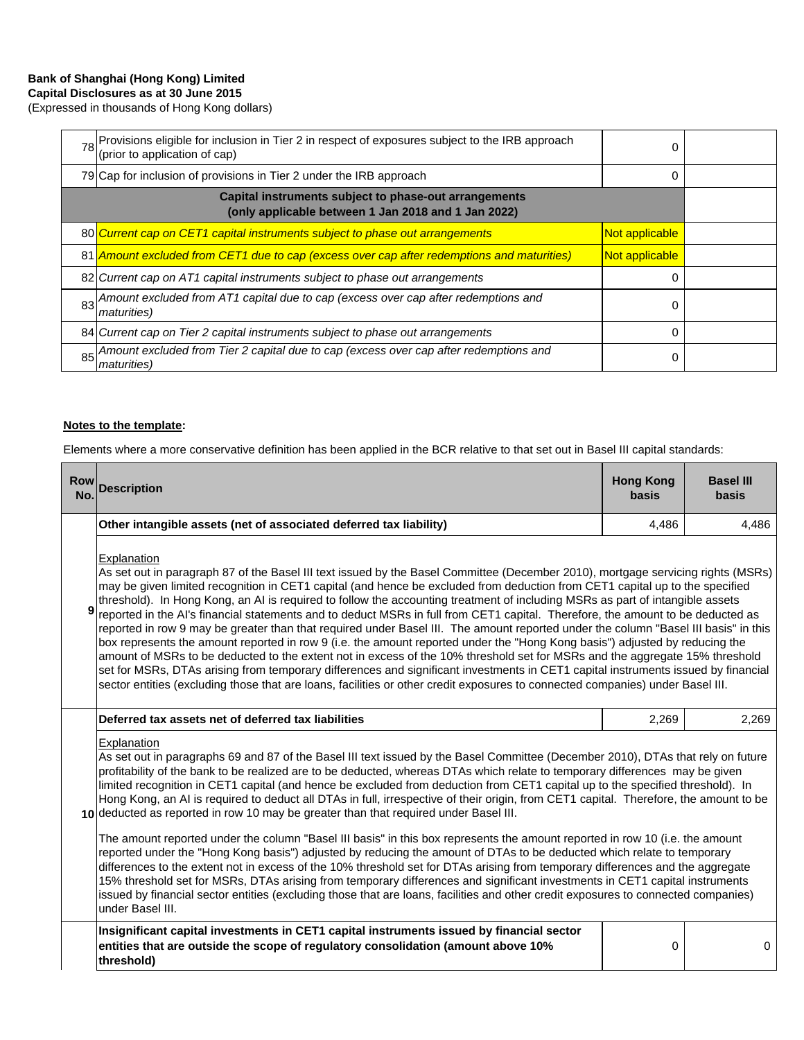**Bank of Shanghai (Hong Kong) Limited**
**Capital Disclosures as at 30 June 2015**
(Expressed in thousands of Hong Kong dollars)

| | | | |
|---|---|---|---|
| 78 | Provisions eligible for inclusion in Tier 2 in respect of exposures subject to the IRB approach (prior to application of cap) | 0 | |
| 79 | Cap for inclusion of provisions in Tier 2 under the IRB approach | 0 | |
| | **Capital instruments subject to phase-out arrangements (only applicable between 1 Jan 2018 and 1 Jan 2022)** | | |
| 80 | *Current cap on CET1 capital instruments subject to phase out arrangements* | Not applicable | |
| 81 | *Amount excluded from CET1 due to cap (excess over cap after redemptions and maturities)* | Not applicable | |
| 82 | *Current cap on AT1 capital instruments subject to phase out arrangements* | 0 | |
| 83 | *Amount excluded from AT1 capital due to cap (excess over cap after redemptions and maturities)* | 0 | |
| 84 | *Current cap on Tier 2 capital instruments subject to phase out arrangements* | 0 | |
| 85 | *Amount excluded from Tier 2 capital due to cap (excess over cap after redemptions and maturities)* | 0 | |

**Notes to the template:**

Elements where a more conservative definition has been applied in the BCR relative to that set out in Basel III capital standards:

| Row No. | Description | Hong Kong basis | Basel III basis |
|---|---|---|---|
| 9 | **Other intangible assets (net of associated deferred tax liability)** | 4,486 | 4,486 |
| | Explanation<br>As set out in paragraph 87 of the Basel III text issued by the Basel Committee (December 2010), mortgage servicing rights (MSRs) may be given limited recognition in CET1 capital (and hence be excluded from deduction from CET1 capital up to the specified threshold). In Hong Kong, an AI is required to follow the accounting treatment of including MSRs as part of intangible assets reported in the AI's financial statements and to deduct MSRs in full from CET1 capital. Therefore, the amount to be deducted as reported in row 9 may be greater than that required under Basel III. The amount reported under the column "Basel III basis" in this box represents the amount reported in row 9 (i.e. the amount reported under the "Hong Kong basis") adjusted by reducing the amount of MSRs to be deducted to the extent not in excess of the 10% threshold set for MSRs and the aggregate 15% threshold set for MSRs, DTAs arising from temporary differences and significant investments in CET1 capital instruments issued by financial sector entities (excluding those that are loans, facilities or other credit exposures to connected companies) under Basel III. | | |
| 10 | **Deferred tax assets net of deferred tax liabilities** | 2,269 | 2,269 |
| | Explanation<br>As set out in paragraphs 69 and 87 of the Basel III text issued by the Basel Committee (December 2010), DTAs that rely on future profitability of the bank to be realized are to be deducted, whereas DTAs which relate to temporary differences may be given limited recognition in CET1 capital (and hence be excluded from deduction from CET1 capital up to the specified threshold). In Hong Kong, an AI is required to deduct all DTAs in full, irrespective of their origin, from CET1 capital. Therefore, the amount to be deducted as reported in row 10 may be greater than that required under Basel III.<br><br>The amount reported under the column "Basel III basis" in this box represents the amount reported in row 10 (i.e. the amount reported under the "Hong Kong basis") adjusted by reducing the amount of DTAs to be deducted which relate to temporary differences to the extent not in excess of the 10% threshold set for DTAs arising from temporary differences and the aggregate 15% threshold set for MSRs, DTAs arising from temporary differences and significant investments in CET1 capital instruments issued by financial sector entities (excluding those that are loans, facilities and other credit exposures to connected companies) under Basel III. | | |
| | **Insignificant capital investments in CET1 capital instruments issued by financial sector entities that are outside the scope of regulatory consolidation (amount above 10% threshold)** | 0 | 0 |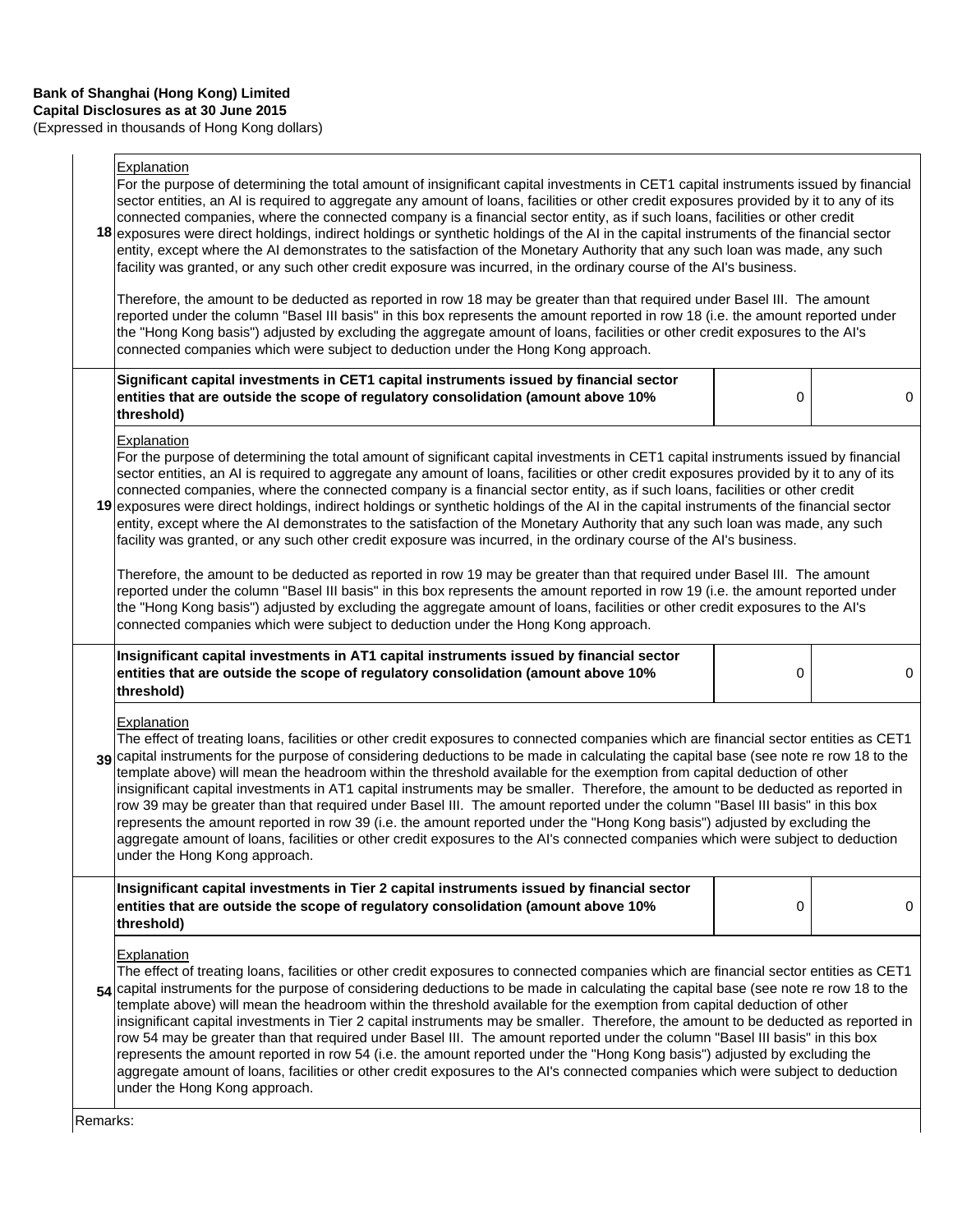**Bank of Shanghai (Hong Kong) Limited**
**Capital Disclosures as at 30 June 2015**
(Expressed in thousands of Hong Kong dollars)

| | | Hong Kong basis | Basel III basis |
|---|---|---|---|
| 18 | Explanation<br>For the purpose of determining the total amount of insignificant capital investments in CET1 capital instruments issued by financial sector entities, an AI is required to aggregate any amount of loans, facilities or other credit exposures provided by it to any of its connected companies, where the connected company is a financial sector entity, as if such loans, facilities or other credit exposures were direct holdings, indirect holdings or synthetic holdings of the AI in the capital instruments of the financial sector entity, except where the AI demonstrates to the satisfaction of the Monetary Authority that any such loan was made, any such facility was granted, or any such other credit exposure was incurred, in the ordinary course of the AI's business.<br><br>Therefore, the amount to be deducted as reported in row 18 may be greater than that required under Basel III. The amount reported under the column "Basel III basis" in this box represents the amount reported in row 18 (i.e. the amount reported under the "Hong Kong basis") adjusted by excluding the aggregate amount of loans, facilities or other credit exposures to the AI's connected companies which were subject to deduction under the Hong Kong approach. | | |
| 19 | **Significant capital investments in CET1 capital instruments issued by financial sector entities that are outside the scope of regulatory consolidation (amount above 10% threshold)** | 0 | 0 |
| | Explanation<br>For the purpose of determining the total amount of significant capital investments in CET1 capital instruments issued by financial sector entities, an AI is required to aggregate any amount of loans, facilities or other credit exposures provided by it to any of its connected companies, where the connected company is a financial sector entity, as if such loans, facilities or other credit exposures were direct holdings, indirect holdings or synthetic holdings of the AI in the capital instruments of the financial sector entity, except where the AI demonstrates to the satisfaction of the Monetary Authority that any such loan was made, any such facility was granted, or any such other credit exposure was incurred, in the ordinary course of the AI's business.<br><br>Therefore, the amount to be deducted as reported in row 19 may be greater than that required under Basel III. The amount reported under the column "Basel III basis" in this box represents the amount reported in row 19 (i.e. the amount reported under the "Hong Kong basis") adjusted by excluding the aggregate amount of loans, facilities or other credit exposures to the AI's connected companies which were subject to deduction under the Hong Kong approach. | | |
| 39 | **Insignificant capital investments in AT1 capital instruments issued by financial sector entities that are outside the scope of regulatory consolidation (amount above 10% threshold)** | 0 | 0 |
| | Explanation<br>The effect of treating loans, facilities or other credit exposures to connected companies which are financial sector entities as CET1 capital instruments for the purpose of considering deductions to be made in calculating the capital base (see note re row 18 to the template above) will mean the headroom within the threshold available for the exemption from capital deduction of other insignificant capital investments in AT1 capital instruments may be smaller. Therefore, the amount to be deducted as reported in row 39 may be greater than that required under Basel III. The amount reported under the column "Basel III basis" in this box represents the amount reported in row 39 (i.e. the amount reported under the "Hong Kong basis") adjusted by excluding the aggregate amount of loans, facilities or other credit exposures to the AI's connected companies which were subject to deduction under the Hong Kong approach. | | |
| 54 | **Insignificant capital investments in Tier 2 capital instruments issued by financial sector entities that are outside the scope of regulatory consolidation (amount above 10% threshold)** | 0 | 0 |
| | Explanation<br>The effect of treating loans, facilities or other credit exposures to connected companies which are financial sector entities as CET1 capital instruments for the purpose of considering deductions to be made in calculating the capital base (see note re row 18 to the template above) will mean the headroom within the threshold available for the exemption from capital deduction of other insignificant capital investments in Tier 2 capital instruments may be smaller. Therefore, the amount to be deducted as reported in row 54 may be greater than that required under Basel III. The amount reported under the column "Basel III basis" in this box represents the amount reported in row 54 (i.e. the amount reported under the "Hong Kong basis") adjusted by excluding the aggregate amount of loans, facilities or other credit exposures to the AI's connected companies which were subject to deduction under the Hong Kong approach. | | |

Remarks: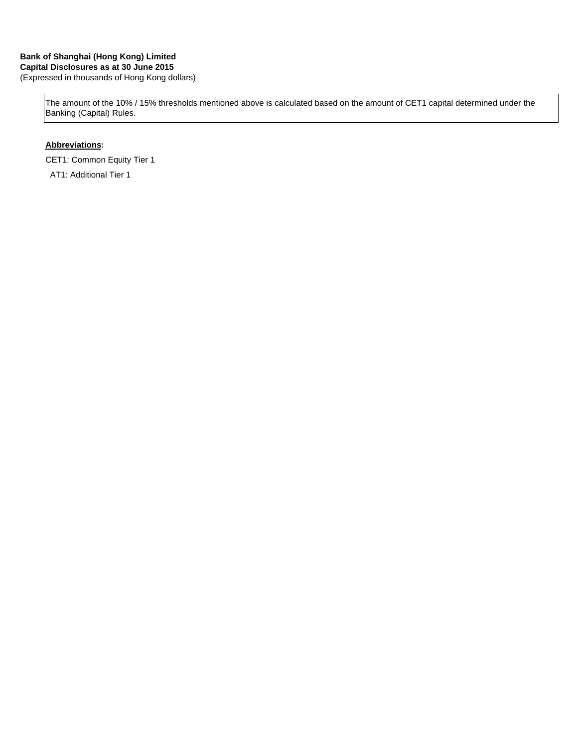**Bank of Shanghai (Hong Kong) Limited**
**Capital Disclosures as at 30 June 2015**
(Expressed in thousands of Hong Kong dollars)

The amount of the 10% / 15% thresholds mentioned above is calculated based on the amount of CET1 capital determined under the Banking (Capital) Rules.

**Abbreviations:**

CET1: Common Equity Tier 1

AT1: Additional Tier 1